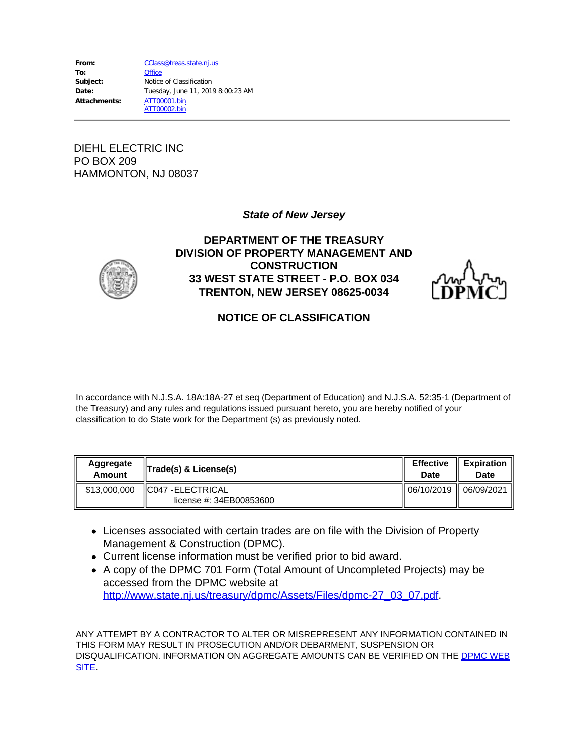**From:** CClass@treas.state.nj.us
**To:** Office
**Subject:** Notice of Classification
**Date:** Tuesday, June 11, 2019 8:00:23 AM
**Attachments:** ATT00001.bin
ATT00002.bin

---

DIEHL ELECTRIC INC
PO BOX 209
HAMMONTON, NJ 08037

***State of New Jersey***

**DEPARTMENT OF THE TREASURY**
**DIVISION OF PROPERTY MANAGEMENT AND CONSTRUCTION**
**33 WEST STATE STREET - P.O. BOX 034**
**TRENTON, NEW JERSEY 08625-0034**

## NOTICE OF CLASSIFICATION

In accordance with N.J.S.A. 18A:18A-27 et seq (Department of Education) and N.J.S.A. 52:35-1 (Department of the Treasury) and any rules and regulations issued pursuant hereto, you are hereby notified of your classification to do State work for the Department (s) as previously noted.

| Aggregate Amount | Trade(s) & License(s) | Effective Date | Expiration Date |
|---|---|---|---|
| $13,000,000 | C047 -ELECTRICAL license #: 34EB00853600 | 06/10/2019 | 06/09/2021 |

- Licenses associated with certain trades are on file with the Division of Property Management & Construction (DPMC).
- Current license information must be verified prior to bid award.
- A copy of the DPMC 701 Form (Total Amount of Uncompleted Projects) may be accessed from the DPMC website at http://www.state.nj.us/treasury/dpmc/Assets/Files/dpmc-27_03_07.pdf.

ANY ATTEMPT BY A CONTRACTOR TO ALTER OR MISREPRESENT ANY INFORMATION CONTAINED IN THIS FORM MAY RESULT IN PROSECUTION AND/OR DEBARMENT, SUSPENSION OR DISQUALIFICATION. INFORMATION ON AGGREGATE AMOUNTS CAN BE VERIFIED ON THE DPMC WEB SITE.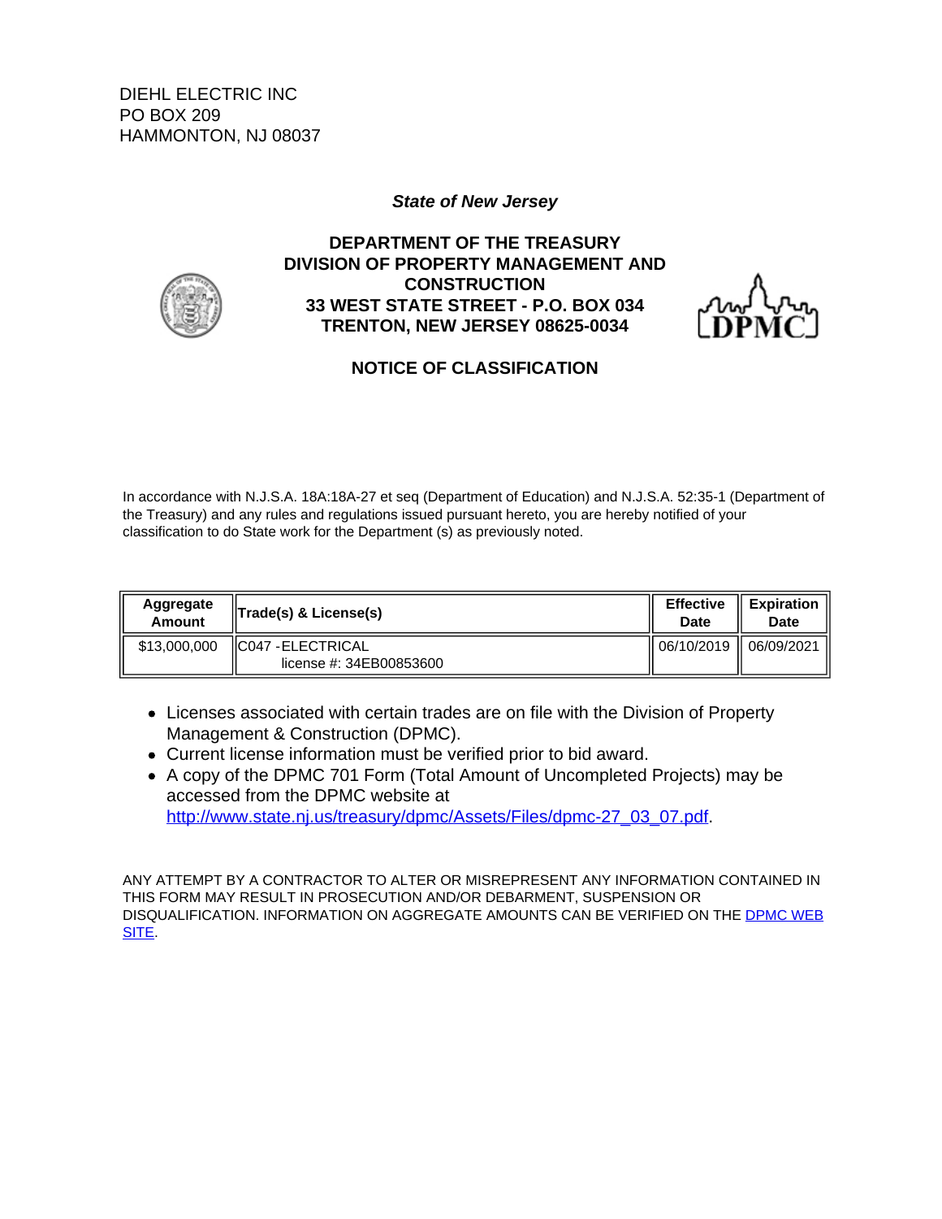DIEHL ELECTRIC INC
PO BOX 209
HAMMONTON, NJ 08037

***State of New Jersey***

**DEPARTMENT OF THE TREASURY**
**DIVISION OF PROPERTY MANAGEMENT AND CONSTRUCTION**
**33 WEST STATE STREET - P.O. BOX 034**
**TRENTON, NEW JERSEY 08625-0034**

## NOTICE OF CLASSIFICATION

In accordance with N.J.S.A. 18A:18A-27 et seq (Department of Education) and N.J.S.A. 52:35-1 (Department of the Treasury) and any rules and regulations issued pursuant hereto, you are hereby notified of your classification to do State work for the Department (s) as previously noted.

| Aggregate Amount | Trade(s) & License(s) | Effective Date | Expiration Date |
|---|---|---|---|
| $13,000,000 | C047 -ELECTRICAL<br>license #: 34EB00853600 | 06/10/2019 | 06/09/2021 |

- Licenses associated with certain trades are on file with the Division of Property Management & Construction (DPMC).
- Current license information must be verified prior to bid award.
- A copy of the DPMC 701 Form (Total Amount of Uncompleted Projects) may be accessed from the DPMC website at http://www.state.nj.us/treasury/dpmc/Assets/Files/dpmc-27_03_07.pdf.

ANY ATTEMPT BY A CONTRACTOR TO ALTER OR MISREPRESENT ANY INFORMATION CONTAINED IN THIS FORM MAY RESULT IN PROSECUTION AND/OR DEBARMENT, SUSPENSION OR DISQUALIFICATION. INFORMATION ON AGGREGATE AMOUNTS CAN BE VERIFIED ON THE DPMC WEB SITE.